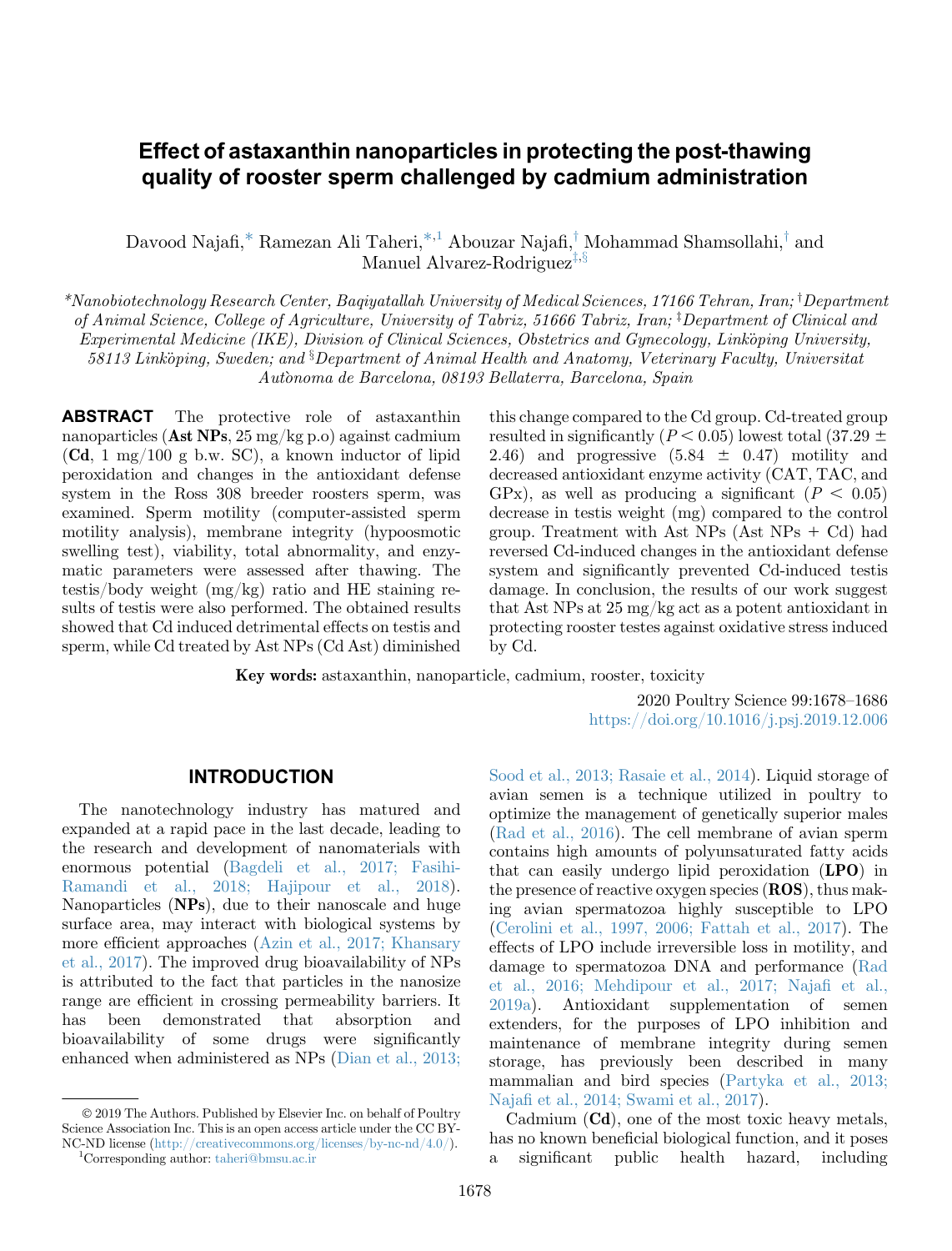# Effect of astaxanthin nanoparticles in protecting the post-thawing quality of rooster sperm challenged by cadmium administration

Davood Najafi,[*] Ramezan Ali Taheri,[*,1] Abouzar Najafi,[†] Mohammad Shamsollahi,[†] and Manuel Alvarez-Rodriguez[‡,§]

*[*]Nanobiotechnology Research Center, Baqiyatallah University of Medical Sciences, 17166 Tehran, Iran; [†]Department of Animal Science, College of Agriculture, University of Tabriz, 51666 Tabriz, Iran; [‡]Department of Clinical and Experimental Medicine (IKE), Division of Clinical Sciences, Obstetrics and Gynecology, Linköping University, 58113 Linköping, Sweden; and [§]Department of Animal Health and Anatomy, Veterinary Faculty, Universitat Autònoma de Barcelona, 08193 Bellaterra, Barcelona, Spain*

**ABSTRACT** The protective role of astaxanthin nanoparticles (**Ast NPs**, 25 mg/kg p.o) against cadmium (**Cd**, 1 mg/100 g b.w. SC), a known inductor of lipid peroxidation and changes in the antioxidant defense system in the Ross 308 breeder roosters sperm, was examined. Sperm motility (computer-assisted sperm motility analysis), membrane integrity (hypoosmotic swelling test), viability, total abnormality, and enzymatic parameters were assessed after thawing. The testis/body weight (mg/kg) ratio and HE staining results of testis were also performed. The obtained results showed that Cd induced detrimental effects on testis and sperm, while Cd treated by Ast NPs (Cd Ast) diminished this change compared to the Cd group. Cd-treated group resulted in significantly ($P < 0.05$) lowest total (37.29 ± 2.46) and progressive (5.84 ± 0.47) motility and decreased antioxidant enzyme activity (CAT, TAC, and GPx), as well as producing a significant ($P < 0.05$) decrease in testis weight (mg) compared to the control group. Treatment with Ast NPs (Ast NPs + Cd) had reversed Cd-induced changes in the antioxidant defense system and significantly prevented Cd-induced testis damage. In conclusion, the results of our work suggest that Ast NPs at 25 mg/kg act as a potent antioxidant in protecting rooster testes against oxidative stress induced by Cd.

**Key words:** astaxanthin, nanoparticle, cadmium, rooster, toxicity

2020 Poultry Science 99:1678–1686
https://doi.org/10.1016/j.psj.2019.12.006

## INTRODUCTION

The nanotechnology industry has matured and expanded at a rapid pace in the last decade, leading to the research and development of nanomaterials with enormous potential (Bagdeli et al., 2017; Fasihi-Ramandi et al., 2018; Hajipour et al., 2018). Nanoparticles (**NPs**), due to their nanoscale and huge surface area, may interact with biological systems by more efficient approaches (Azin et al., 2017; Khansary et al., 2017). The improved drug bioavailability of NPs is attributed to the fact that particles in the nanosize range are efficient in crossing permeability barriers. It has been demonstrated that absorption and bioavailability of some drugs were significantly enhanced when administered as NPs (Dian et al., 2013; Sood et al., 2013; Rasaie et al., 2014). Liquid storage of avian semen is a technique utilized in poultry to optimize the management of genetically superior males (Rad et al., 2016). The cell membrane of avian sperm contains high amounts of polyunsaturated fatty acids that can easily undergo lipid peroxidation (**LPO**) in the presence of reactive oxygen species (**ROS**), thus making avian spermatozoa highly susceptible to LPO (Cerolini et al., 1997, 2006; Fattah et al., 2017). The effects of LPO include irreversible loss in motility, and damage to spermatozoa DNA and performance (Rad et al., 2016; Mehdipour et al., 2017; Najafi et al., 2019a). Antioxidant supplementation of semen extenders, for the purposes of LPO inhibition and maintenance of membrane integrity during semen storage, has previously been described in many mammalian and bird species (Partyka et al., 2013; Najafi et al., 2014; Swami et al., 2017).

Cadmium (**Cd**), one of the most toxic heavy metals, has no known beneficial biological function, and it poses a significant public health hazard, including

© 2019 The Authors. Published by Elsevier Inc. on behalf of Poultry Science Association Inc. This is an open access article under the CC BY-NC-ND license (http://creativecommons.org/licenses/by-nc-nd/4.0/).

[1]Corresponding author: taheri@bmsu.ac.ir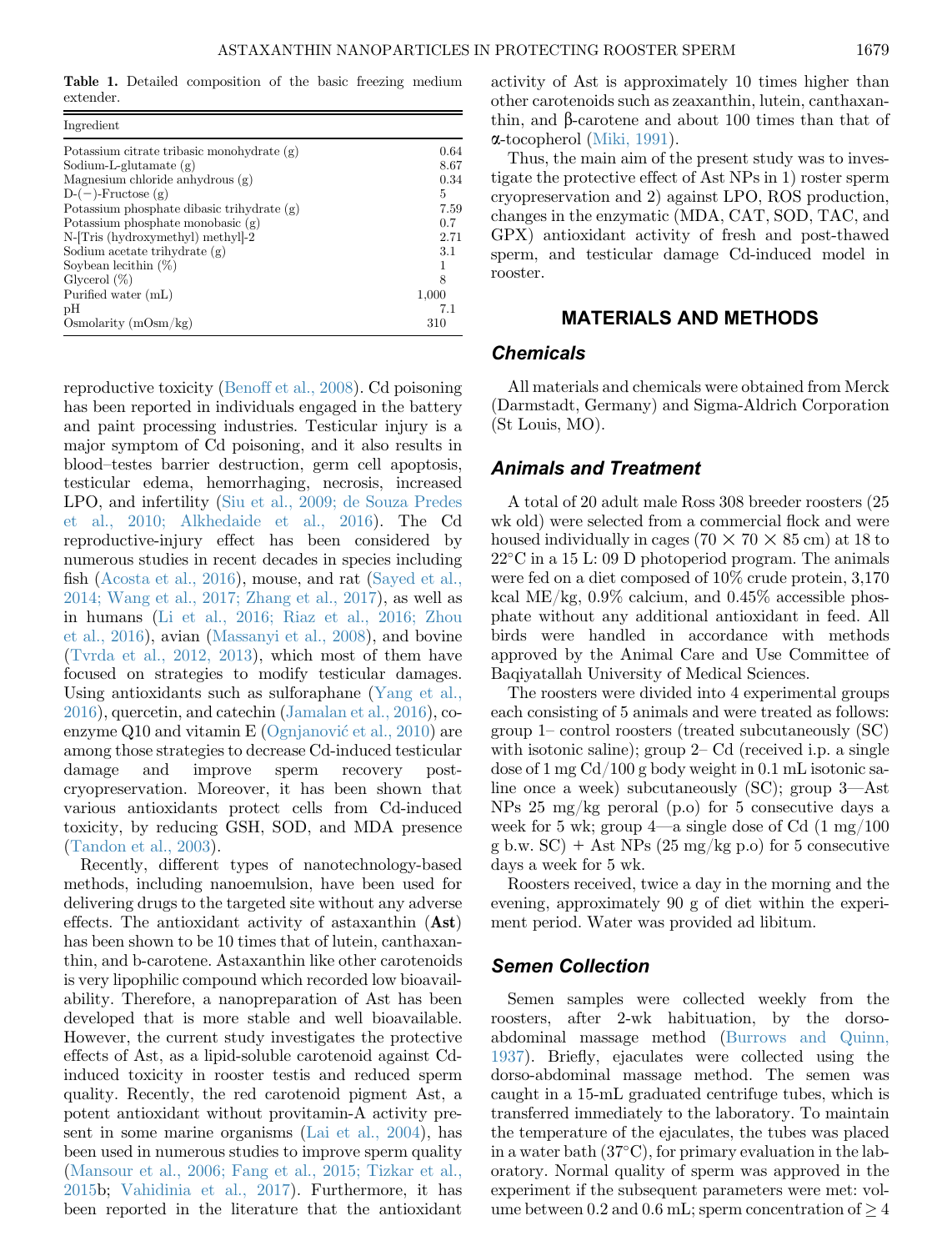**Table 1.** Detailed composition of the basic freezing medium extender.

| Ingredient | |
|---|---|
| Potassium citrate tribasic monohydrate (g) | 0.64 |
| Sodium-L-glutamate (g) | 8.67 |
| Magnesium chloride anhydrous (g) | 0.34 |
| D-(−)-Fructose (g) | 5 |
| Potassium phosphate dibasic trihydrate (g) | 7.59 |
| Potassium phosphate monobasic (g) | 0.7 |
| N-[Tris (hydroxymethyl) methyl]-2 | 2.71 |
| Sodium acetate trihydrate (g) | 3.1 |
| Soybean lecithin (%) | 1 |
| Glycerol (%) | 8 |
| Purified water (mL) | 1,000 |
| pH | 7.1 |
| Osmolarity (mOsm/kg) | 310 |

reproductive toxicity (Benoff et al., 2008). Cd poisoning has been reported in individuals engaged in the battery and paint processing industries. Testicular injury is a major symptom of Cd poisoning, and it also results in blood–testes barrier destruction, germ cell apoptosis, testicular edema, hemorrhaging, necrosis, increased LPO, and infertility (Siu et al., 2009; de Souza Predes et al., 2010; Alkhedaide et al., 2016). The Cd reproductive-injury effect has been considered by numerous studies in recent decades in species including fish (Acosta et al., 2016), mouse, and rat (Sayed et al., 2014; Wang et al., 2017; Zhang et al., 2017), as well as in humans (Li et al., 2016; Riaz et al., 2016; Zhou et al., 2016), avian (Massanyi et al., 2008), and bovine (Tvrda et al., 2012, 2013), which most of them have focused on strategies to modify testicular damages. Using antioxidants such as sulforaphane (Yang et al., 2016), quercetin, and catechin (Jamalan et al., 2016), co-enzyme Q10 and vitamin E (Ognjanović et al., 2010) are among those strategies to decrease Cd-induced testicular damage and improve sperm recovery post-cryopreservation. Moreover, it has been shown that various antioxidants protect cells from Cd-induced toxicity, by reducing GSH, SOD, and MDA presence (Tandon et al., 2003).

Recently, different types of nanotechnology-based methods, including nanoemulsion, have been used for delivering drugs to the targeted site without any adverse effects. The antioxidant activity of astaxanthin (**Ast**) has been shown to be 10 times that of lutein, canthaxanthin, and b-carotene. Astaxanthin like other carotenoids is very lipophilic compound which recorded low bioavailability. Therefore, a nanopreparation of Ast has been developed that is more stable and well bioavailable. However, the current study investigates the protective effects of Ast, as a lipid-soluble carotenoid against Cd-induced toxicity in rooster testis and reduced sperm quality. Recently, the red carotenoid pigment Ast, a potent antioxidant without provitamin-A activity present in some marine organisms (Lai et al., 2004), has been used in numerous studies to improve sperm quality (Mansour et al., 2006; Fang et al., 2015; Tizkar et al., 2015b; Vahidinia et al., 2017). Furthermore, it has been reported in the literature that the antioxidant activity of Ast is approximately 10 times higher than other carotenoids such as zeaxanthin, lutein, canthaxanthin, and β-carotene and about 100 times than that of α-tocopherol (Miki, 1991).

Thus, the main aim of the present study was to investigate the protective effect of Ast NPs in 1) roster sperm cryopreservation and 2) against LPO, ROS production, changes in the enzymatic (MDA, CAT, SOD, TAC, and GPX) antioxidant activity of fresh and post-thawed sperm, and testicular damage Cd-induced model in rooster.

## MATERIALS AND METHODS

### Chemicals

All materials and chemicals were obtained from Merck (Darmstadt, Germany) and Sigma-Aldrich Corporation (St Louis, MO).

### Animals and Treatment

A total of 20 adult male Ross 308 breeder roosters (25 wk old) were selected from a commercial flock and were housed individually in cages (70 × 70 × 85 cm) at 18 to 22°C in a 15 L: 09 D photoperiod program. The animals were fed on a diet composed of 10% crude protein, 3,170 kcal ME/kg, 0.9% calcium, and 0.45% accessible phosphate without any additional antioxidant in feed. All birds were handled in accordance with methods approved by the Animal Care and Use Committee of Baqiyatallah University of Medical Sciences.

The roosters were divided into 4 experimental groups each consisting of 5 animals and were treated as follows: group 1– control roosters (treated subcutaneously (SC) with isotonic saline); group 2– Cd (received i.p. a single dose of 1 mg Cd/100 g body weight in 0.1 mL isotonic saline once a week) subcutaneously (SC); group 3—Ast NPs 25 mg/kg peroral (p.o) for 5 consecutive days a week for 5 wk; group 4—a single dose of Cd (1 mg/100 g b.w. SC) + Ast NPs (25 mg/kg p.o) for 5 consecutive days a week for 5 wk.

Roosters received, twice a day in the morning and the evening, approximately 90 g of diet within the experiment period. Water was provided ad libitum.

### Semen Collection

Semen samples were collected weekly from the roosters, after 2-wk habituation, by the dorso-abdominal massage method (Burrows and Quinn, 1937). Briefly, ejaculates were collected using the dorso-abdominal massage method. The semen was caught in a 15-mL graduated centrifuge tubes, which is transferred immediately to the laboratory. To maintain the temperature of the ejaculates, the tubes was placed in a water bath (37°C), for primary evaluation in the laboratory. Normal quality of sperm was approved in the experiment if the subsequent parameters were met: volume between 0.2 and 0.6 mL; sperm concentration of ≥ 4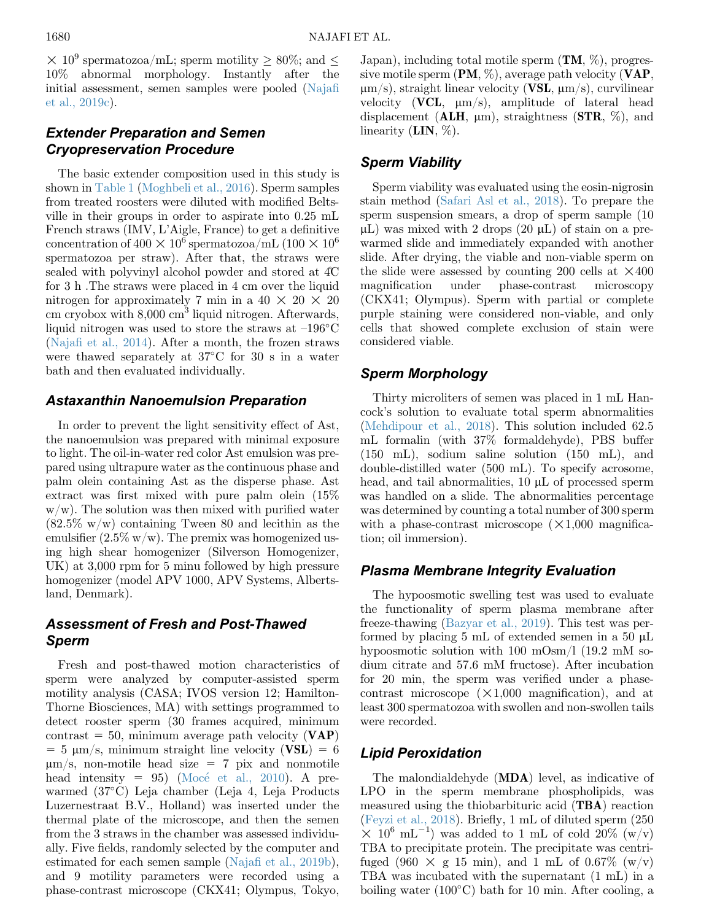$\times$ $10^9$ spermatozoa/mL; sperm motility $\geq$ 80%; and $\leq$ 10% abnormal morphology. Instantly after the initial assessment, semen samples were pooled (Najafi et al., 2019c).

## Extender Preparation and Semen Cryopreservation Procedure

The basic extender composition used in this study is shown in Table 1 (Moghbeli et al., 2016). Sperm samples from treated roosters were diluted with modified Beltsville in their groups in order to aspirate into 0.25 mL French straws (IMV, L'Aigle, France) to get a definitive concentration of $400 \times 10^6$ spermatozoa/mL ($100 \times 10^6$ spermatozoa per straw). After that, the straws were sealed with polyvinyl alcohol powder and stored at 4C for 3 h .The straws were placed in 4 cm over the liquid nitrogen for approximately 7 min in a 40 $\times$ 20 $\times$ 20 cm cryobox with 8,000 $cm^3$ liquid nitrogen. Afterwards, liquid nitrogen was used to store the straws at –196°C (Najafi et al., 2014). After a month, the frozen straws were thawed separately at 37°C for 30 s in a water bath and then evaluated individually.

## Astaxanthin Nanoemulsion Preparation

In order to prevent the light sensitivity effect of Ast, the nanoemulsion was prepared with minimal exposure to light. The oil-in-water red color Ast emulsion was prepared using ultrapure water as the continuous phase and palm olein containing Ast as the disperse phase. Ast extract was first mixed with pure palm olein (15% w/w). The solution was then mixed with purified water (82.5% w/w) containing Tween 80 and lecithin as the emulsifier (2.5% w/w). The premix was homogenized using high shear homogenizer (Silverson Homogenizer, UK) at 3,000 rpm for 5 minu followed by high pressure homogenizer (model APV 1000, APV Systems, Albertsland, Denmark).

## Assessment of Fresh and Post-Thawed Sperm

Fresh and post-thawed motion characteristics of sperm were analyzed by computer-assisted sperm motility analysis (CASA; IVOS version 12; Hamilton-Thorne Biosciences, MA) with settings programmed to detect rooster sperm (30 frames acquired, minimum contrast = 50, minimum average path velocity (**VAP**) = 5 μm/s, minimum straight line velocity (**VSL**) = 6 μm/s, non-motile head size = 7 pix and nonmotile head intensity = 95) (Mocé et al., 2010). A prewarmed (37°C) Leja chamber (Leja 4, Leja Products Luzernestraat B.V., Holland) was inserted under the thermal plate of the microscope, and then the semen from the 3 straws in the chamber was assessed individually. Five fields, randomly selected by the computer and estimated for each semen sample (Najafi et al., 2019b), and 9 motility parameters were recorded using a phase-contrast microscope (CKX41; Olympus, Tokyo, Japan), including total motile sperm (**TM**, %), progressive motile sperm (**PM**, %), average path velocity (**VAP**, μm/s), straight linear velocity (**VSL**, μm/s), curvilinear velocity (**VCL**, μm/s), amplitude of lateral head displacement (**ALH**, μm), straightness (**STR**, %), and linearity (**LIN**, %).

## Sperm Viability

Sperm viability was evaluated using the eosin-nigrosin stain method (Safari Asl et al., 2018). To prepare the sperm suspension smears, a drop of sperm sample (10 μL) was mixed with 2 drops (20 μL) of stain on a prewarmed slide and immediately expanded with another slide. After drying, the viable and non-viable sperm on the slide were assessed by counting 200 cells at $\times$400 magnification under phase-contrast microscopy (CKX41; Olympus). Sperm with partial or complete purple staining were considered non-viable, and only cells that showed complete exclusion of stain were considered viable.

## Sperm Morphology

Thirty microliters of semen was placed in 1 mL Hancock's solution to evaluate total sperm abnormalities (Mehdipour et al., 2018). This solution included 62.5 mL formalin (with 37% formaldehyde), PBS buffer (150 mL), sodium saline solution (150 mL), and double-distilled water (500 mL). To specify acrosome, head, and tail abnormalities, 10 μL of processed sperm was handled on a slide. The abnormalities percentage was determined by counting a total number of 300 sperm with a phase-contrast microscope ($\times$1,000 magnification; oil immersion).

## Plasma Membrane Integrity Evaluation

The hypoosmotic swelling test was used to evaluate the functionality of sperm plasma membrane after freeze-thawing (Bazyar et al., 2019). This test was performed by placing 5 mL of extended semen in a 50 μL hypoosmotic solution with 100 mOsm/l (19.2 mM sodium citrate and 57.6 mM fructose). After incubation for 20 min, the sperm was verified under a phase-contrast microscope ($\times$1,000 magnification), and at least 300 spermatozoa with swollen and non-swollen tails were recorded.

## Lipid Peroxidation

The malondialdehyde (**MDA**) level, as indicative of LPO in the sperm membrane phospholipids, was measured using the thiobarbituric acid (**TBA**) reaction (Feyzi et al., 2018). Briefly, 1 mL of diluted sperm (250 $\times$ $10^6$ $mL^{-1}$) was added to 1 mL of cold 20% (w/v) TBA to precipitate protein. The precipitate was centrifuged (960 $\times$ g 15 min), and 1 mL of 0.67% (w/v) TBA was incubated with the supernatant (1 mL) in a boiling water (100°C) bath for 10 min. After cooling, a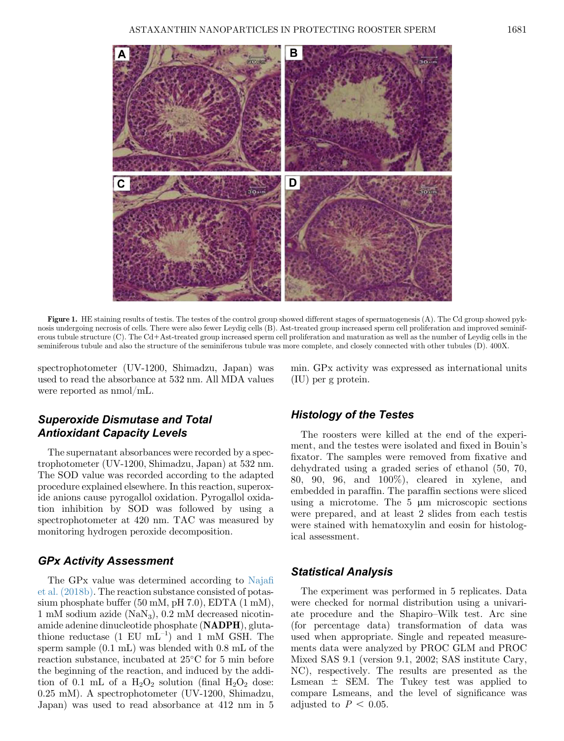Figure 1. HE staining results of testis. The testes of the control group showed different stages of spermatogenesis (A). The Cd group showed pyknosis undergoing necrosis of cells. There were also fewer Leydig cells (B). Ast-treated group increased sperm cell proliferation and improved seminiferous tubule structure (C). The Cd+Ast-treated group increased sperm cell proliferation and maturation as well as the number of Leydig cells in the seminiferous tubule and also the structure of the seminiferous tubule was more complete, and closely connected with other tubules (D). 400X.

spectrophotometer (UV-1200, Shimadzu, Japan) was used to read the absorbance at 532 nm. All MDA values were reported as nmol/mL.

### Superoxide Dismutase and Total Antioxidant Capacity Levels

The supernatant absorbances were recorded by a spectrophotometer (UV-1200, Shimadzu, Japan) at 532 nm. The SOD value was recorded according to the adapted procedure explained elsewhere. In this reaction, superoxide anions cause pyrogallol oxidation. Pyrogallol oxidation inhibition by SOD was followed by using a spectrophotometer at 420 nm. TAC was measured by monitoring hydrogen peroxide decomposition.

### GPx Activity Assessment

The GPx value was determined according to Najafi et al. (2018b). The reaction substance consisted of potassium phosphate buffer (50 mM, pH 7.0), EDTA (1 mM), 1 mM sodium azide ($NaN_3$), 0.2 mM decreased nicotinamide adenine dinucleotide phosphate (**NADPH**), glutathione reductase (1 EU $mL^{-1}$) and 1 mM GSH. The sperm sample (0.1 mL) was blended with 0.8 mL of the reaction substance, incubated at 25°C for 5 min before the beginning of the reaction, and induced by the addition of 0.1 mL of a $H_2O_2$ solution (final $H_2O_2$ dose: 0.25 mM). A spectrophotometer (UV-1200, Shimadzu, Japan) was used to read absorbance at 412 nm in 5 min. GPx activity was expressed as international units (IU) per g protein.

### Histology of the Testes

The roosters were killed at the end of the experiment, and the testes were isolated and fixed in Bouin's fixator. The samples were removed from fixative and dehydrated using a graded series of ethanol (50, 70, 80, 90, 96, and 100%), cleared in xylene, and embedded in paraffin. The paraffin sections were sliced using a microtome. The 5 μm microscopic sections were prepared, and at least 2 slides from each testis were stained with hematoxylin and eosin for histological assessment.

### Statistical Analysis

The experiment was performed in 5 replicates. Data were checked for normal distribution using a univariate procedure and the Shapiro–Wilk test. Arc sine (for percentage data) transformation of data was used when appropriate. Single and repeated measurements data were analyzed by PROC GLM and PROC Mixed SAS 9.1 (version 9.1, 2002; SAS institute Cary, NC), respectively. The results are presented as the Lsmean ± SEM. The Tukey test was applied to compare Lsmeans, and the level of significance was adjusted to $P < 0.05$.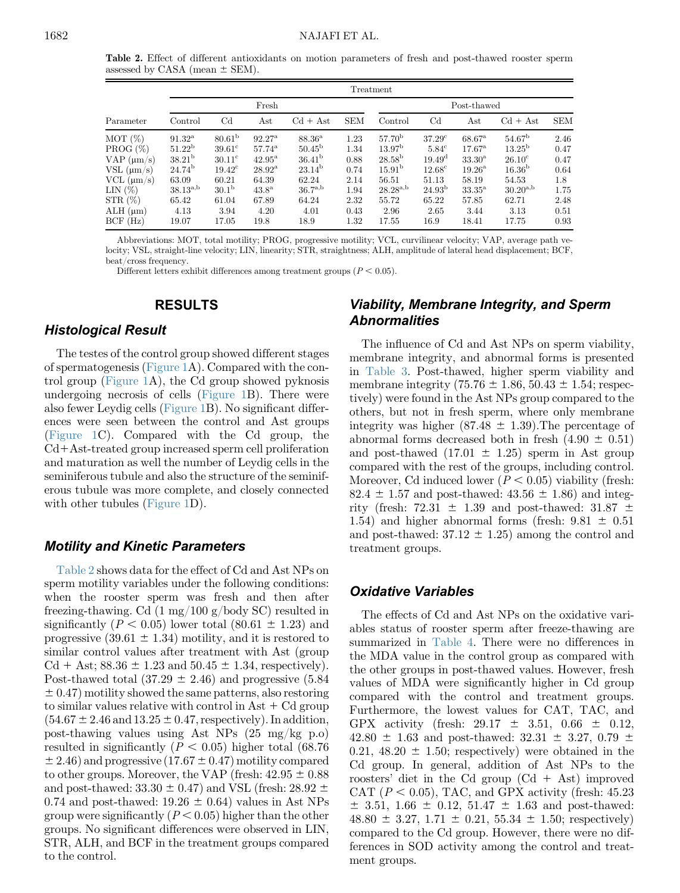**Table 2.** Effect of different antioxidants on motion parameters of fresh and post-thawed rooster sperm assessed by CASA (mean ± SEM).

| Parameter | Treatment | | | | | | | | | |
|---|---|---|---|---|---|---|---|---|---|---|
| | Fresh | | | | | Post-thawed | | | | |
| | Control | Cd | Ast | Cd + Ast | SEM | Control | Cd | Ast | Cd + Ast | SEM |
| MOT (%) | 91.32[a] | 80.61[b] | 92.27[a] | 88.36[a] | 1.23 | 57.70[b] | 37.29[c] | 68.67[a] | 54.67[b] | 2.46 |
| PROG (%) | 51.22[b] | 39.61[c] | 57.74[a] | 50.45[b] | 1.34 | 13.97[b] | 5.84[c] | 17.67[a] | 13.25[b] | 0.47 |
| VAP (μm/s) | 38.21[b] | 30.11[c] | 42.95[a] | 36.41[b] | 0.88 | 28.58[b] | 19.49[d] | 33.30[a] | 26.10[c] | 0.47 |
| VSL (μm/s) | 24.74[b] | 19.42[c] | 28.92[a] | 23.14[b] | 0.74 | 15.91[b] | 12.68[c] | 19.26[a] | 16.36[b] | 0.64 |
| VCL (μm/s) | 63.09 | 60.21 | 64.39 | 62.24 | 2.14 | 56.51 | 51.13 | 58.19 | 54.53 | 1.8 |
| LIN (%) | 38.13[a,b] | 30.1[b] | 43.8[a] | 36.7[a,b] | 1.94 | 28.28[a,b] | 24.93[b] | 33.35[a] | 30.20[a,b] | 1.75 |
| STR (%) | 65.42 | 61.04 | 67.89 | 64.24 | 2.32 | 55.72 | 65.22 | 57.85 | 62.71 | 2.48 |
| ALH (μm) | 4.13 | 3.94 | 4.20 | 4.01 | 0.43 | 2.96 | 2.65 | 3.44 | 3.13 | 0.51 |
| BCF (Hz) | 19.07 | 17.05 | 19.8 | 18.9 | 1.32 | 17.55 | 16.9 | 18.41 | 17.75 | 0.93 |

Abbreviations: MOT, total motility; PROG, progressive motility; VCL, curvilinear velocity; VAP, average path velocity; VSL, straight-line velocity; LIN, linearity; STR, straightness; ALH, amplitude of lateral head displacement; BCF, beat/cross frequency.

Different letters exhibit differences among treatment groups ($P < 0.05$).

## RESULTS

### Histological Result

The testes of the control group showed different stages of spermatogenesis (Figure 1A). Compared with the control group (Figure 1A), the Cd group showed pyknosis undergoing necrosis of cells (Figure 1B). There were also fewer Leydig cells (Figure 1B). No significant differences were seen between the control and Ast groups (Figure 1C). Compared with the Cd group, the Cd+Ast-treated group increased sperm cell proliferation and maturation as well the number of Leydig cells in the seminiferous tubule and also the structure of the seminiferous tubule was more complete, and closely connected with other tubules (Figure 1D).

### Motility and Kinetic Parameters

Table 2 shows data for the effect of Cd and Ast NPs on sperm motility variables under the following conditions: when the rooster sperm was fresh and then after freezing-thawing. Cd (1 mg/100 g/body SC) resulted in significantly ($P < 0.05$) lower total (80.61 ± 1.23) and progressive (39.61 ± 1.34) motility, and it is restored to similar control values after treatment with Ast (group Cd + Ast; 88.36 ± 1.23 and 50.45 ± 1.34, respectively). Post-thawed total (37.29 ± 2.46) and progressive (5.84 ± 0.47) motility showed the same patterns, also restoring to similar values relative with control in Ast + Cd group (54.67 ± 2.46 and 13.25 ± 0.47, respectively). In addition, post-thawing values using Ast NPs (25 mg/kg p.o) resulted in significantly ($P < 0.05$) higher total (68.76 ± 2.46) and progressive (17.67 ± 0.47) motility compared to other groups. Moreover, the VAP (fresh: 42.95 ± 0.88 and post-thawed: 33.30 ± 0.47) and VSL (fresh: 28.92 ± 0.74 and post-thawed: 19.26 ± 0.64) values in Ast NPs group were significantly ($P < 0.05$) higher than the other groups. No significant differences were observed in LIN, STR, ALH, and BCF in the treatment groups compared to the control.

### Viability, Membrane Integrity, and Sperm Abnormalities

The influence of Cd and Ast NPs on sperm viability, membrane integrity, and abnormal forms is presented in Table 3. Post-thawed, higher sperm viability and membrane integrity (75.76 ± 1.86, 50.43 ± 1.54; respectively) were found in the Ast NPs group compared to the others, but not in fresh sperm, where only membrane integrity was higher (87.48 ± 1.39).The percentage of abnormal forms decreased both in fresh (4.90 ± 0.51) and post-thawed (17.01 ± 1.25) sperm in Ast group compared with the rest of the groups, including control. Moreover, Cd induced lower ($P < 0.05$) viability (fresh: 82.4 ± 1.57 and post-thawed: 43.56 ± 1.86) and integrity (fresh: 72.31 ± 1.39 and post-thawed: 31.87 ± 1.54) and higher abnormal forms (fresh: 9.81 ± 0.51 and post-thawed: 37.12 ± 1.25) among the control and treatment groups.

### Oxidative Variables

The effects of Cd and Ast NPs on the oxidative variables status of rooster sperm after freeze-thawing are summarized in Table 4. There were no differences in the MDA value in the control group as compared with the other groups in post-thawed values. However, fresh values of MDA were significantly higher in Cd group compared with the control and treatment groups. Furthermore, the lowest values for CAT, TAC, and GPX activity (fresh: 29.17 ± 3.51, 0.66 ± 0.12, 42.80 ± 1.63 and post-thawed: 32.31 ± 3.27, 0.79 ± 0.21, 48.20 ± 1.50; respectively) were obtained in the Cd group. In general, addition of Ast NPs to the roosters' diet in the Cd group (Cd + Ast) improved CAT ($P < 0.05$), TAC, and GPX activity (fresh: 45.23 ± 3.51, 1.66 ± 0.12, 51.47 ± 1.63 and post-thawed: 48.80 ± 3.27, 1.71 ± 0.21, 55.34 ± 1.50; respectively) compared to the Cd group. However, there were no differences in SOD activity among the control and treatment groups.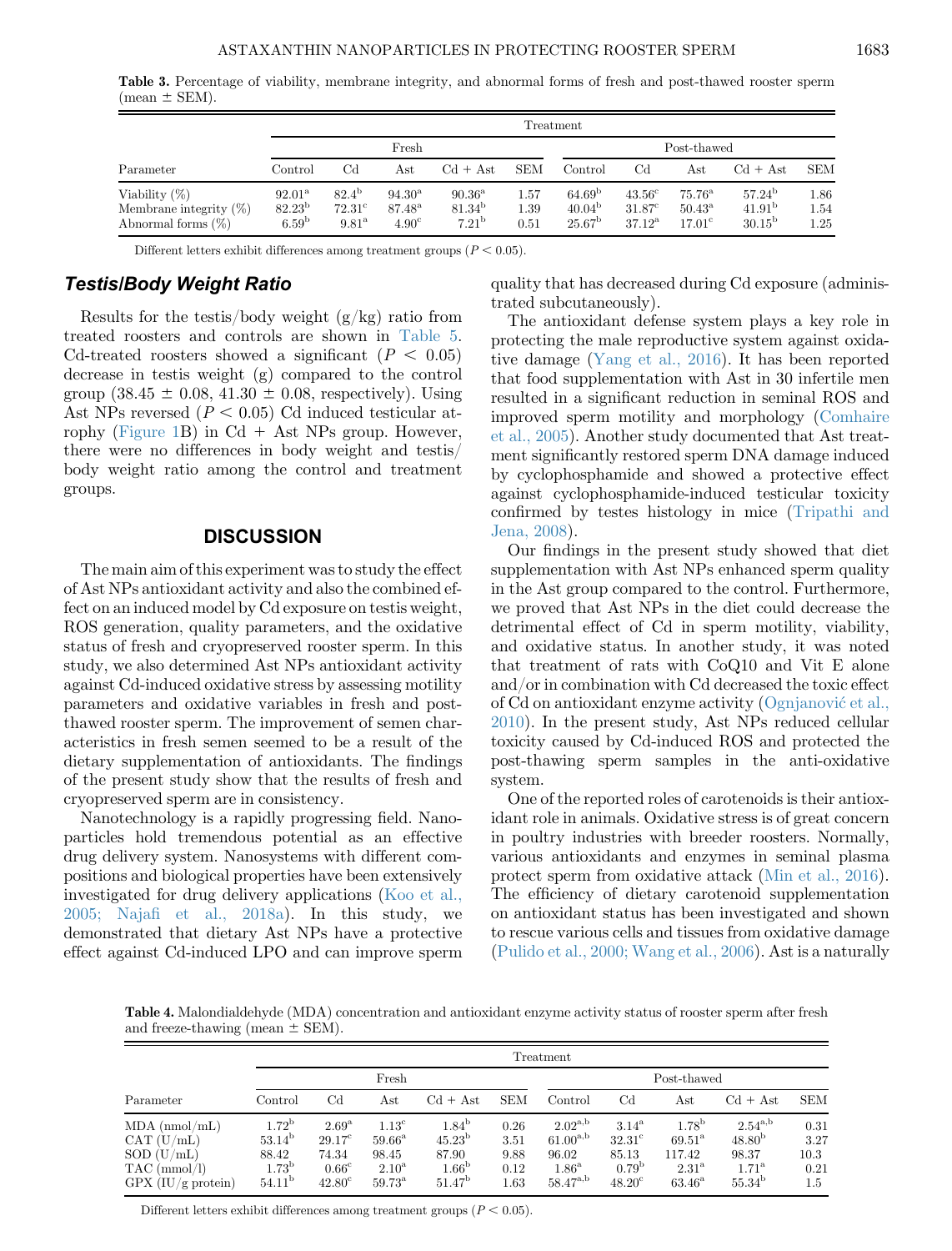**Table 3.** Percentage of viability, membrane integrity, and abnormal forms of fresh and post-thawed rooster sperm (mean ± SEM).

| | Treatment | | | | | | | | | |
|---|---|---|---|---|---|---|---|---|---|---|
| | Fresh | | | | | Post-thawed | | | | |
| Parameter | Control | Cd | Ast | Cd + Ast | SEM | Control | Cd | Ast | Cd + Ast | SEM |
| Viability (%) | 92.01[a] | 82.4[b] | 94.30[a] | 90.36[a] | 1.57 | 64.69[b] | 43.56[c] | 75.76[a] | 57.24[b] | 1.86 |
| Membrane integrity (%) | 82.23[b] | 72.31[c] | 87.48[a] | 81.34[b] | 1.39 | 40.04[b] | 31.87[c] | 50.43[a] | 41.91[b] | 1.54 |
| Abnormal forms (%) | 6.59[b] | 9.81[a] | 4.90[c] | 7.21[b] | 0.51 | 25.67[b] | 37.12[a] | 17.01[c] | 30.15[b] | 1.25 |

Different letters exhibit differences among treatment groups ($P < 0.05$).

### Testis/Body Weight Ratio

Results for the testis/body weight (g/kg) ratio from treated roosters and controls are shown in Table 5. Cd-treated roosters showed a significant ($P < 0.05$) decrease in testis weight (g) compared to the control group (38.45 ± 0.08, 41.30 ± 0.08, respectively). Using Ast NPs reversed ($P < 0.05$) Cd induced testicular atrophy (Figure 1B) in Cd + Ast NPs group. However, there were no differences in body weight and testis/body weight ratio among the control and treatment groups.

## DISCUSSION

The main aim of this experiment was to study the effect of Ast NPs antioxidant activity and also the combined effect on an induced model by Cd exposure on testis weight, ROS generation, quality parameters, and the oxidative status of fresh and cryopreserved rooster sperm. In this study, we also determined Ast NPs antioxidant activity against Cd-induced oxidative stress by assessing motility parameters and oxidative variables in fresh and post-thawed rooster sperm. The improvement of semen characteristics in fresh semen seemed to be a result of the dietary supplementation of antioxidants. The findings of the present study show that the results of fresh and cryopreserved sperm are in consistency.

Nanotechnology is a rapidly progressing field. Nanoparticles hold tremendous potential as an effective drug delivery system. Nanosystems with different compositions and biological properties have been extensively investigated for drug delivery applications (Koo et al., 2005; Najafi et al., 2018a). In this study, we demonstrated that dietary Ast NPs have a protective effect against Cd-induced LPO and can improve sperm quality that has decreased during Cd exposure (administrated subcutaneously).

The antioxidant defense system plays a key role in protecting the male reproductive system against oxidative damage (Yang et al., 2016). It has been reported that food supplementation with Ast in 30 infertile men resulted in a significant reduction in seminal ROS and improved sperm motility and morphology (Comhaire et al., 2005). Another study documented that Ast treatment significantly restored sperm DNA damage induced by cyclophosphamide and showed a protective effect against cyclophosphamide-induced testicular toxicity confirmed by testes histology in mice (Tripathi and Jena, 2008).

Our findings in the present study showed that diet supplementation with Ast NPs enhanced sperm quality in the Ast group compared to the control. Furthermore, we proved that Ast NPs in the diet could decrease the detrimental effect of Cd in sperm motility, viability, and oxidative status. In another study, it was noted that treatment of rats with CoQ10 and Vit E alone and/or in combination with Cd decreased the toxic effect of Cd on antioxidant enzyme activity (Ognjanović et al., 2010). In the present study, Ast NPs reduced cellular toxicity caused by Cd-induced ROS and protected the post-thawing sperm samples in the anti-oxidative system.

One of the reported roles of carotenoids is their antioxidant role in animals. Oxidative stress is of great concern in poultry industries with breeder roosters. Normally, various antioxidants and enzymes in seminal plasma protect sperm from oxidative attack (Min et al., 2016). The efficiency of dietary carotenoid supplementation on antioxidant status has been investigated and shown to rescue various cells and tissues from oxidative damage (Pulido et al., 2000; Wang et al., 2006). Ast is a naturally

**Table 4.** Malondialdehyde (MDA) concentration and antioxidant enzyme activity status of rooster sperm after fresh and freeze-thawing (mean ± SEM).

| | Treatment | | | | | | | | | |
|---|---|---|---|---|---|---|---|---|---|---|
| | Fresh | | | | | Post-thawed | | | | |
| Parameter | Control | Cd | Ast | Cd + Ast | SEM | Control | Cd | Ast | Cd + Ast | SEM |
| MDA (nmol/mL) | 1.72[b] | 2.69[a] | 1.13[c] | 1.84[b] | 0.26 | 2.02[a,b] | 3.14[a] | 1.78[b] | 2.54[a,b] | 0.31 |
| CAT (U/mL) | 53.14[b] | 29.17[c] | 59.66[a] | 45.23[b] | 3.51 | 61.00[a,b] | 32.31[c] | 69.51[a] | 48.80[b] | 3.27 |
| SOD (U/mL) | 88.42 | 74.34 | 98.45 | 87.90 | 9.88 | 96.02 | 85.13 | 117.42 | 98.37 | 10.3 |
| TAC (mmol/l) | 1.73[b] | 0.66[c] | 2.10[a] | 1.66[b] | 0.12 | 1.86[a] | 0.79[b] | 2.31[a] | 1.71[a] | 0.21 |
| GPX (IU/g protein) | 54.11[b] | 42.80[c] | 59.73[a] | 51.47[b] | 1.63 | 58.47[a,b] | 48.20[c] | 63.46[a] | 55.34[b] | 1.5 |

Different letters exhibit differences among treatment groups ($P < 0.05$).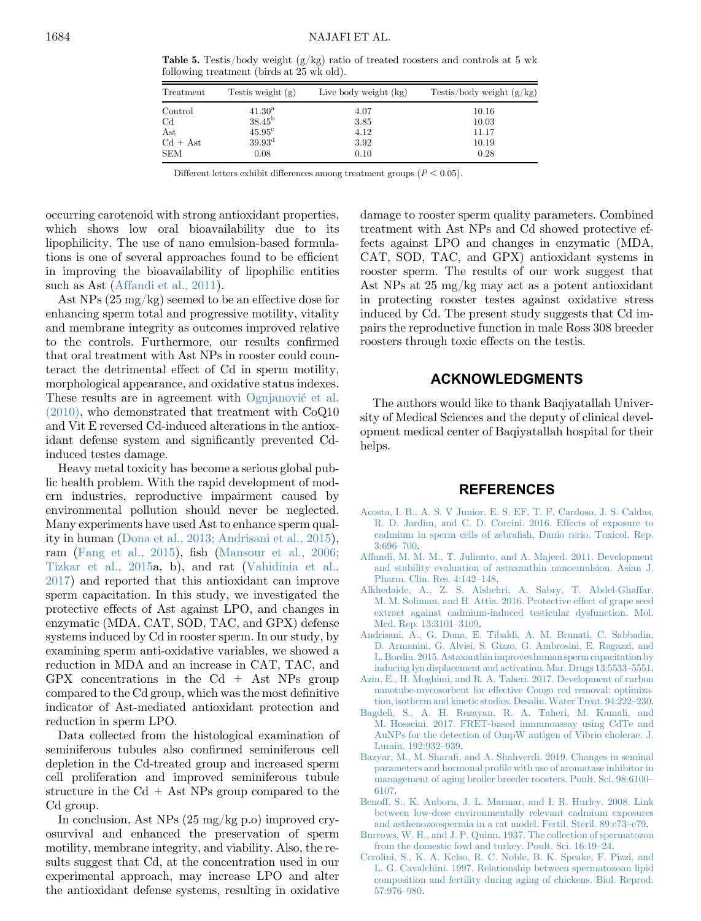**Table 5.** Testis/body weight (g/kg) ratio of treated roosters and controls at 5 wk following treatment (birds at 25 wk old).

| Treatment | Testis weight (g) | Live body weight (kg) | Testis/body weight (g/kg) |
|---|---|---|---|
| Control | 41.30[a] | 4.07 | 10.16 |
| Cd | 38.45[b] | 3.85 | 10.03 |
| Ast | 45.95[c] | 4.12 | 11.17 |
| Cd + Ast | 39.93[d] | 3.92 | 10.19 |
| SEM | 0.08 | 0.10 | 0.28 |

Different letters exhibit differences among treatment groups ($P < 0.05$).

occurring carotenoid with strong antioxidant properties, which shows low oral bioavailability due to its lipophilicity. The use of nano emulsion-based formulations is one of several approaches found to be efficient in improving the bioavailability of lipophilic entities such as Ast (Affandi et al., 2011).

Ast NPs (25 mg/kg) seemed to be an effective dose for enhancing sperm total and progressive motility, vitality and membrane integrity as outcomes improved relative to the controls. Furthermore, our results confirmed that oral treatment with Ast NPs in rooster could counteract the detrimental effect of Cd in sperm motility, morphological appearance, and oxidative status indexes. These results are in agreement with Ognjanović et al. (2010), who demonstrated that treatment with CoQ10 and Vit E reversed Cd-induced alterations in the antioxidant defense system and significantly prevented Cd-induced testes damage.

Heavy metal toxicity has become a serious global public health problem. With the rapid development of modern industries, reproductive impairment caused by environmental pollution should never be neglected. Many experiments have used Ast to enhance sperm quality in human (Dona et al., 2013; Andrisani et al., 2015), ram (Fang et al., 2015), fish (Mansour et al., 2006; Tizkar et al., 2015a, b), and rat (Vahidinia et al., 2017) and reported that this antioxidant can improve sperm capacitation. In this study, we investigated the protective effects of Ast against LPO, and changes in enzymatic (MDA, CAT, SOD, TAC, and GPX) defense systems induced by Cd in rooster sperm. In our study, by examining sperm anti-oxidative variables, we showed a reduction in MDA and an increase in CAT, TAC, and GPX concentrations in the Cd + Ast NPs group compared to the Cd group, which was the most definitive indicator of Ast-mediated antioxidant protection and reduction in sperm LPO.

Data collected from the histological examination of seminiferous tubules also confirmed seminiferous cell depletion in the Cd-treated group and increased sperm cell proliferation and improved seminiferous tubule structure in the Cd + Ast NPs group compared to the Cd group.

In conclusion, Ast NPs (25 mg/kg p.o) improved cryosurvival and enhanced the preservation of sperm motility, membrane integrity, and viability. Also, the results suggest that Cd, at the concentration used in our experimental approach, may increase LPO and alter the antioxidant defense systems, resulting in oxidative damage to rooster sperm quality parameters. Combined treatment with Ast NPs and Cd showed protective effects against LPO and changes in enzymatic (MDA, CAT, SOD, TAC, and GPX) antioxidant systems in rooster sperm. The results of our work suggest that Ast NPs at 25 mg/kg may act as a potent antioxidant in protecting rooster testes against oxidative stress induced by Cd. The present study suggests that Cd impairs the reproductive function in male Ross 308 breeder roosters through toxic effects on the testis.

## ACKNOWLEDGMENTS

The authors would like to thank Baqiyatallah University of Medical Sciences and the deputy of clinical development medical center of Baqiyatallah hospital for their helps.

## REFERENCES

Acosta, I. B., A. S. V Junior, E. S. EF, T. F. Cardoso, J. S. Caldas, R. D. Jardim, and C. D. Corcini. 2016. Effects of exposure to cadmium in sperm cells of zebrafish, Danio rerio. Toxicol. Rep. 3:696–700.

Affandi, M. M. M., T. Julianto, and A. Majeed. 2011. Development and stability evaluation of astaxanthin nanoemulsion. Asian J. Pharm. Clin. Res. 4:142–148.

Alkhedaide, A., Z. S. Alshehri, A. Sabry, T. Abdel-Ghaffar, M. M. Soliman, and H. Attia. 2016. Protective effect of grape seed extract against cadmium-induced testicular dysfunction. Mol. Med. Rep. 13:3101–3109.

Andrisani, A., G. Dona, E. Tibaldi, A. M. Brunati, C. Sabbadin, D. Armanini, G. Alvisi, S. Gizzo, G. Ambrosini, E. Ragazzi, and L. Bordin. 2015. Astaxanthin improves human sperm capacitation by inducing lyn displacement and activation. Mar. Drugs 13:5533–5551.

Azin, E., H. Moghimi, and R. A. Taheri. 2017. Development of carbon nanotube-mycosorbent for effective Congo red removal: optimization, isotherm and kinetic studies. Desalin. Water Treat. 94:222–230.

Bagdeli, S., A. H. Rezayan, R. A. Taheri, M. Kamali, and M. Hosseini. 2017. FRET-based immunoassay using CdTe and AuNPs for the detection of OmpW antigen of Vibrio cholerae. J. Lumin. 192:932–939.

Bazyar, M., M. Sharafi, and A. Shahverdi. 2019. Changes in seminal parameters and hormonal profile with use of aromatase inhibitor in management of aging broiler breeder roosters. Poult. Sci. 98:6100–6107.

Benoff, S., K. Auborn, J. L. Marmar, and I. R. Hurley. 2008. Link between low-dose environmentally relevant cadmium exposures and asthenozoospermia in a rat model. Fertil. Steril. 89:e73–e79.

Burrows, W. H., and J. P. Quinn. 1937. The collection of spermatozoa from the domestic fowl and turkey. Poult. Sci. 16:19–24.

Cerolini, S., K. A. Kelso, R. C. Noble, B. K. Speake, F. Pizzi, and L. G. Cavalchini. 1997. Relationship between spermatozoan lipid composition and fertility during aging of chickens. Biol. Reprod. 57:976–980.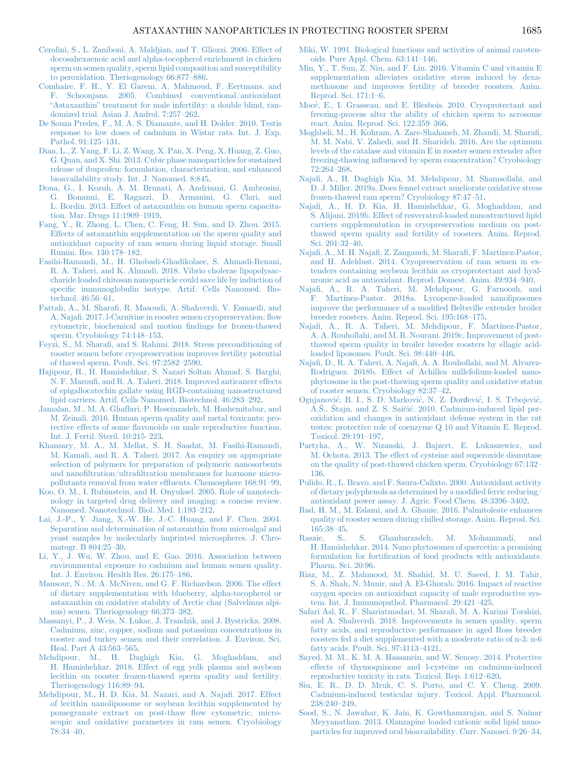Cerolini, S., L. Zaniboni, A. Maldjian, and T. Gliozzi. 2006. Effect of docosahexaenoic acid and alpha-tocopherol enrichment in chicken sperm on semen quality, sperm lipid composition and susceptibility to peroxidation. Theriogenology 66:877–886.

Comhaire, F. H., Y. El Garem, A. Mahmoud, F. Eertmans, and F. Schoonjans. 2005. Combined conventional/antioxidant "Astaxanthin" treatment for male infertility: a double blind, randomized trial. Asian J. Androl. 7:257–262.

De Souza Predes, F., M. A. S. Diamante, and H. Dolder. 2010. Testis response to low doses of cadmium in Wistar rats. Int. J. Exp. Pathol. 91:125–131.

Dian, L., Z. Yang, F. Li, Z. Wang, X. Pan, X. Peng, X. Huang, Z. Guo, G. Quan, and X. Shi. 2013. Cubic phase nanoparticles for sustained release of ibuprofen: formulation, characterization, and enhanced bioavailability study. Int. J. Nanomed. 8:845.

Dona, G., I. Kozuh, A. M. Brunati, A. Andrisani, G. Ambrosini, G. Bonanni, E. Ragazzi, D. Armanini, G. Clari, and L. Bordin. 2013. Effect of astaxanthin on human sperm capacitation. Mar. Drugs 11:1909–1919.

Fang, Y., R. Zhong, L. Chen, C. Feng, H. Sun, and D. Zhou. 2015. Effects of astaxanthin supplementation on the sperm quality and antioxidant capacity of ram semen during liquid storage. Small Rumin. Res. 130:178–182.

Fasihi-Ramandi, M., H. Ghobadi-Ghadikolaee, S. Ahmadi-Renani, R. A. Taheri, and K. Ahmadi. 2018. Vibrio cholerae lipopolysaccharide loaded chitosan nanoparticle could save life by induction of specific immunoglobulin isotype. Artif. Cells Nanomed. Biotechnol. 46:56–61.

Fattah, A., M. Sharafi, R. Masoudi, A. Shahverdi, V. Esmaeili, and A. Najafi. 2017. l-Carnitine in rooster semen cryopreservation: flow cytometric, biochemical and motion findings for frozen-thawed sperm. Cryobiology 74:148–153.

Feyzi, S., M. Sharafi, and S. Rahimi. 2018. Stress preconditioning of rooster semen before cryopreservation improves fertility potential of thawed sperm. Poult. Sci. 97:2582–2590.

Hajipour, H., H. Hamishehkar, S. Nazari Soltan Ahmad, S. Barghi, N. F. Maroufi, and R. A. Taheri. 2018. Improved anticancer effects of epigallocatechin gallate using RGD-containing nanostructured lipid carriers. Artif. Cells Nanomed. Biotechnol. 46:283–292.

Jamalan, M., M. A. Ghaffari, P. Hoseinzadeh, M. Hashemitabar, and M. Zeinali. 2016. Human sperm quality and metal toxicants: protective effects of some flavonoids on male reproductive function. Int. J. Fertil. Steril. 10:215–223.

Khansary, M. A., M. Mellat, S. H. Saadat, M. Fasihi-Ramandi, M. Kamali, and R. A. Taheri. 2017. An enquiry on appropriate selection of polymers for preparation of polymeric nanosorbents and nanofiltration/ultrafiltration membranes for hormone micropollutants removal from water effluents. Chemosphere 168:91–99.

Koo, O. M., I. Rubinstein, and H. Onyuksel. 2005. Role of nanotechnology in targeted drug delivery and imaging: a concise review. Nanomed. Nanotechnol. Biol. Med. 1:193–212.

Lai, J.-P., Y. Jiang, X.-W. He, J.-C. Huang, and F. Chen. 2004. Separation and determination of astaxanthin from microalgal and yeast samples by molecularly imprinted microspheres. J. Chromatogr. B 804:25–30.

Li, Y., J. Wu, W. Zhou, and E. Gao. 2016. Association between environmental exposure to cadmium and human semen quality. Int. J. Environ. Health Res. 26:175–186.

Mansour, N., M. A. McNiven, and G. F. Richardson. 2006. The effect of dietary supplementation with blueberry, alpha-tocopherol or astaxanthin on oxidative stability of Arctic char (Salvelinus alpinus) semen. Theriogenology 66:373–382.

Massanyi, P., J. Weis, N. Lukac, J. Trandzik, and J. Bystricka. 2008. Cadmium, zinc, copper, sodium and potassium concentrations in rooster and turkey semen and their correlation. J. Environ. Sci. Heal. Part A 43:563–565.

Mehdipour, M., H. Daghigh Kia, G. Moghaddam, and H. Hamishehkar. 2018. Effect of egg yolk plasma and soybean lecithin on rooster frozen-thawed sperm quality and fertility. Theriogenology 116:89–94.

Mehdipour, M., H. D. Kia, M. Nazari, and A. Najafi. 2017. Effect of lecithin nanoliposome or soybean lecithin supplemented by pomegranate extract on post-thaw flow cytometric, microscopic and oxidative parameters in ram semen. Cryobiology 78:34–40.

Miki, W. 1991. Biological functions and activities of animal carotenoids. Pure Appl. Chem. 63:141–146.

Min, Y., T. Sun, Z. Niu, and F. Liu. 2016. Vitamin C and vitamin E supplementation alleviates oxidative stress induced by dexamethasone and improves fertility of breeder roosters. Anim. Reprod. Sci. 171:1–6.

Mocé, E., I. Grasseau, and E. Blesbois. 2010. Cryoprotectant and freezing-process alter the ability of chicken sperm to acrosome react. Anim. Reprod. Sci. 122:359–366.

Moghbeli, M., H. Kohram, A. Zare-Shahaneh, M. Zhandi, M. Sharafi, M. M. Nabi, V. Zahedi, and H. Sharideh. 2016. Are the optimum levels of the catalase and vitamin E in rooster semen extender after freezing-thawing influenced by sperm concentration? Cryobiology 72:264–268.

Najafi, A., H. Daghigh Kia, M. Mehdipour, M. Shamsollahi, and D. J. Miller. 2019a. Does fennel extract ameliorate oxidative stress frozen-thawed ram sperm? Cryobiology 87:47–51.

Najafi, A., H. D. Kia, H. Hamishehkar, G. Moghaddam, and S. Alijani. 2019b. Effect of resveratrol-loaded nanostructured lipid carriers supplementation in cryopreservation medium on post-thawed sperm quality and fertility of roosters. Anim. Reprod. Sci. 201:32–40.

Najafi, A., M. H. Najafi, Z. Zanganeh, M. Sharafi, F. Martinez-Pastor, and H. Adeldust. 2014. Cryopreservation of ram semen in extenders containing soybean lecithin as cryoprotectant and hyaluronic acid as antioxidant. Reprod. Domest. Anim. 49:934–940.

Najafi, A., R. A. Taheri, M. Mehdipour, G. Farnoosh, and F. Martínez-Pastor. 2018a. Lycopene-loaded nanoliposomes improve the performance of a modified Beltsville extender broiler breeder roosters. Anim. Reprod. Sci. 195:168–175.

Najafi, A., R. A. Taheri, M. Mehdipour, F. Martínez-Pastor, A. A. Rouhollahi, and M. R. Nourani. 2019c. Improvement of post-thawed sperm quality in broiler breeder roosters by ellagic acid-loaded liposomes. Poult. Sci. 98:440–446.

Najafi, D., R. A. Taheri, A. Najafi, A. A. Rouhollahi, and M. Alvarez-Rodriguez. 2018b. Effect of Achillea millefolium-loaded nanophytosome in the post-thawing sperm quality and oxidative status of rooster semen. Cryobiology 82:37–42.

Ognjanović, B. I., S. D. Marković, N. Z. Đorđević, I. S. Trbojević, A.Š. Štajn, and Z. S. Saičić. 2010. Cadmium-induced lipid peroxidation and changes in antioxidant defense system in the rat testes: protective role of coenzyme Q 10 and Vitamin E. Reprod. Toxicol. 29:191–197.

Partyka, A., W. Nizanski, J. Bajzert, E. Lukaszewicz, and M. Ochota. 2013. The effect of cysteine and superoxide dismutase on the quality of post-thawed chicken sperm. Cryobiology 67:132–136.

Pulido, R., L. Bravo, and F. Saura-Calixto. 2000. Antioxidant activity of dietary polyphenols as determined by a modified ferric reducing/antioxidant power assay. J. Agric. Food Chem. 48:3396–3402.

Rad, H. M., M. Eslami, and A. Ghanie. 2016. Palmitoleate enhances quality of rooster semen during chilled storage. Anim. Reprod. Sci. 165:38–45.

Rasaie, S., S. Ghanbarzadeh, M. Mohammadi, and H. Hamishehkar. 2014. Nano phytosomes of quercetin: a promising formulation for fortification of food products with antioxidants. Pharm. Sci. 20:96.

Riaz, M., Z. Mahmood, M. Shahid, M. U. Saeed, I. M. Tahir, S. A. Shah, N. Munir, and A. El-Ghorab. 2016. Impact of reactive oxygen species on antioxidant capacity of male reproductive system. Int. J. Immunopathol. Pharmacol. 29:421–425.

Safari Asl, R., F. Shariatmadari, M. Sharafi, M. A. Karimi Torshizi, and A. Shahverdi. 2018. Improvements in semen quality, sperm fatty acids, and reproductive performance in aged Ross breeder roosters fed a diet supplemented with a moderate ratio of n-3: n-6 fatty acids. Poult. Sci. 97:4113–4121.

Sayed, M. M., K. M. A. Hassanein, and W. Senosy. 2014. Protective effects of thymoquinone and l-cysteine on cadmium-induced reproductive toxicity in rats. Toxicol. Rep. 1:612–620.

Siu, E. R., D. D. Mruk, C. S. Porto, and C. Y. Cheng. 2009. Cadmium-induced testicular injury. Toxicol. Appl. Pharmacol. 238:240–249.

Sood, S., N. Jawahar, K. Jain, K. Gowthamarajan, and S. Nainar Meyyanathan. 2013. Olanzapine loaded cationic solid lipid nanoparticles for improved oral bioavailability. Curr. Nanosci. 9:26–34.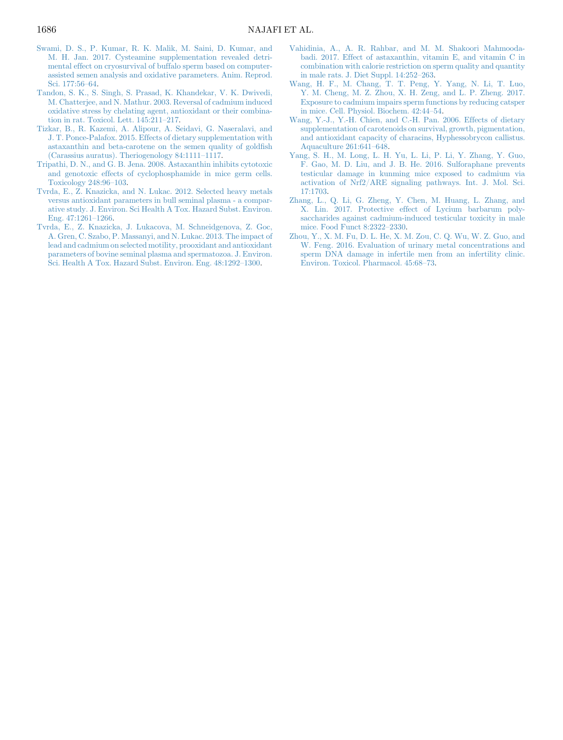Swami, D. S., P. Kumar, R. K. Malik, M. Saini, D. Kumar, and M. H. Jan. 2017. Cysteamine supplementation revealed detrimental effect on cryosurvival of buffalo sperm based on computer-assisted semen analysis and oxidative parameters. Anim. Reprod. Sci. 177:56–64.

Tandon, S. K., S. Singh, S. Prasad, K. Khandekar, V. K. Dwivedi, M. Chatterjee, and N. Mathur. 2003. Reversal of cadmium induced oxidative stress by chelating agent, antioxidant or their combination in rat. Toxicol. Lett. 145:211–217.

Tizkar, B., R. Kazemi, A. Alipour, A. Seidavi, G. Naseralavi, and J. T. Ponce-Palafox. 2015. Effects of dietary supplementation with astaxanthin and beta-carotene on the semen quality of goldfish (Carassius auratus). Theriogenology 84:1111–1117.

Tripathi, D. N., and G. B. Jena. 2008. Astaxanthin inhibits cytotoxic and genotoxic effects of cyclophosphamide in mice germ cells. Toxicology 248:96–103.

Tvrda, E., Z. Knazicka, and N. Lukac. 2012. Selected heavy metals versus antioxidant parameters in bull seminal plasma - a comparative study. J. Environ. Sci Health A Tox. Hazard Subst. Environ. Eng. 47:1261–1266.

Tvrda, E., Z. Knazicka, J. Lukacova, M. Schneidgenova, Z. Goc, A. Gren, C. Szabo, P. Massanyi, and N. Lukac. 2013. The impact of lead and cadmium on selected motility, prooxidant and antioxidant parameters of bovine seminal plasma and spermatozoa. J. Environ. Sci. Health A Tox. Hazard Subst. Environ. Eng. 48:1292–1300.

Vahidinia, A., A. R. Rahbar, and M. M. Shakoori Mahmoodabadi. 2017. Effect of astaxanthin, vitamin E, and vitamin C in combination with calorie restriction on sperm quality and quantity in male rats. J. Diet Suppl. 14:252–263.

Wang, H. F., M. Chang, T. T. Peng, Y. Yang, N. Li, T. Luo, Y. M. Cheng, M. Z. Zhou, X. H. Zeng, and L. P. Zheng. 2017. Exposure to cadmium impairs sperm functions by reducing catsper in mice. Cell. Physiol. Biochem. 42:44–54.

Wang, Y.-J., Y.-H. Chien, and C.-H. Pan. 2006. Effects of dietary supplementation of carotenoids on survival, growth, pigmentation, and antioxidant capacity of characins, Hyphessobrycon callistus. Aquaculture 261:641–648.

Yang, S. H., M. Long, L. H. Yu, L. Li, P. Li, Y. Zhang, Y. Guo, F. Gao, M. D. Liu, and J. B. He. 2016. Sulforaphane prevents testicular damage in kunming mice exposed to cadmium via activation of Nrf2/ARE signaling pathways. Int. J. Mol. Sci. 17:1703.

Zhang, L., Q. Li, G. Zheng, Y. Chen, M. Huang, L. Zhang, and X. Lin. 2017. Protective effect of Lycium barbarum polysaccharides against cadmium-induced testicular toxicity in male mice. Food Funct 8:2322–2330.

Zhou, Y., X. M. Fu, D. L. He, X. M. Zou, C. Q. Wu, W. Z. Guo, and W. Feng. 2016. Evaluation of urinary metal concentrations and sperm DNA damage in infertile men from an infertility clinic. Environ. Toxicol. Pharmacol. 45:68–73.